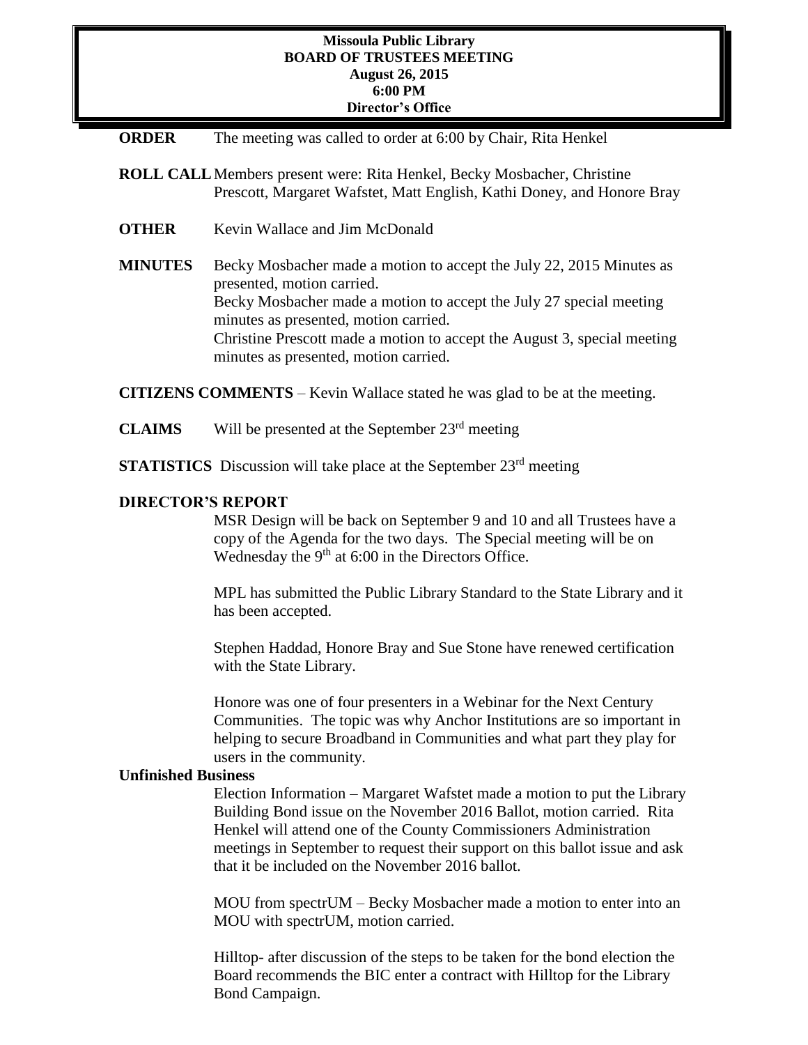**Missoula Public Library**
**BOARD OF TRUSTEES MEETING**
**August 26, 2015**
**6:00 PM**
**Director's Office**

**ORDER** The meeting was called to order at 6:00 by Chair, Rita Henkel

**ROLL CALL** Members present were: Rita Henkel, Becky Mosbacher, Christine Prescott, Margaret Wafstet, Matt English, Kathi Doney, and Honore Bray

**OTHER** Kevin Wallace and Jim McDonald

**MINUTES** Becky Mosbacher made a motion to accept the July 22, 2015 Minutes as presented, motion carried.
Becky Mosbacher made a motion to accept the July 27 special meeting minutes as presented, motion carried.
Christine Prescott made a motion to accept the August 3, special meeting minutes as presented, motion carried.

**CITIZENS COMMENTS** – Kevin Wallace stated he was glad to be at the meeting.

**CLAIMS** Will be presented at the September 23rd meeting

**STATISTICS** Discussion will take place at the September 23rd meeting

**DIRECTOR'S REPORT**

MSR Design will be back on September 9 and 10 and all Trustees have a copy of the Agenda for the two days. The Special meeting will be on Wednesday the 9th at 6:00 in the Directors Office.

MPL has submitted the Public Library Standard to the State Library and it has been accepted.

Stephen Haddad, Honore Bray and Sue Stone have renewed certification with the State Library.

Honore was one of four presenters in a Webinar for the Next Century Communities. The topic was why Anchor Institutions are so important in helping to secure Broadband in Communities and what part they play for users in the community.

**Unfinished Business**

Election Information – Margaret Wafstet made a motion to put the Library Building Bond issue on the November 2016 Ballot, motion carried. Rita Henkel will attend one of the County Commissioners Administration meetings in September to request their support on this ballot issue and ask that it be included on the November 2016 ballot.

MOU from spectrUM – Becky Mosbacher made a motion to enter into an MOU with spectrUM, motion carried.

Hilltop- after discussion of the steps to be taken for the bond election the Board recommends the BIC enter a contract with Hilltop for the Library Bond Campaign.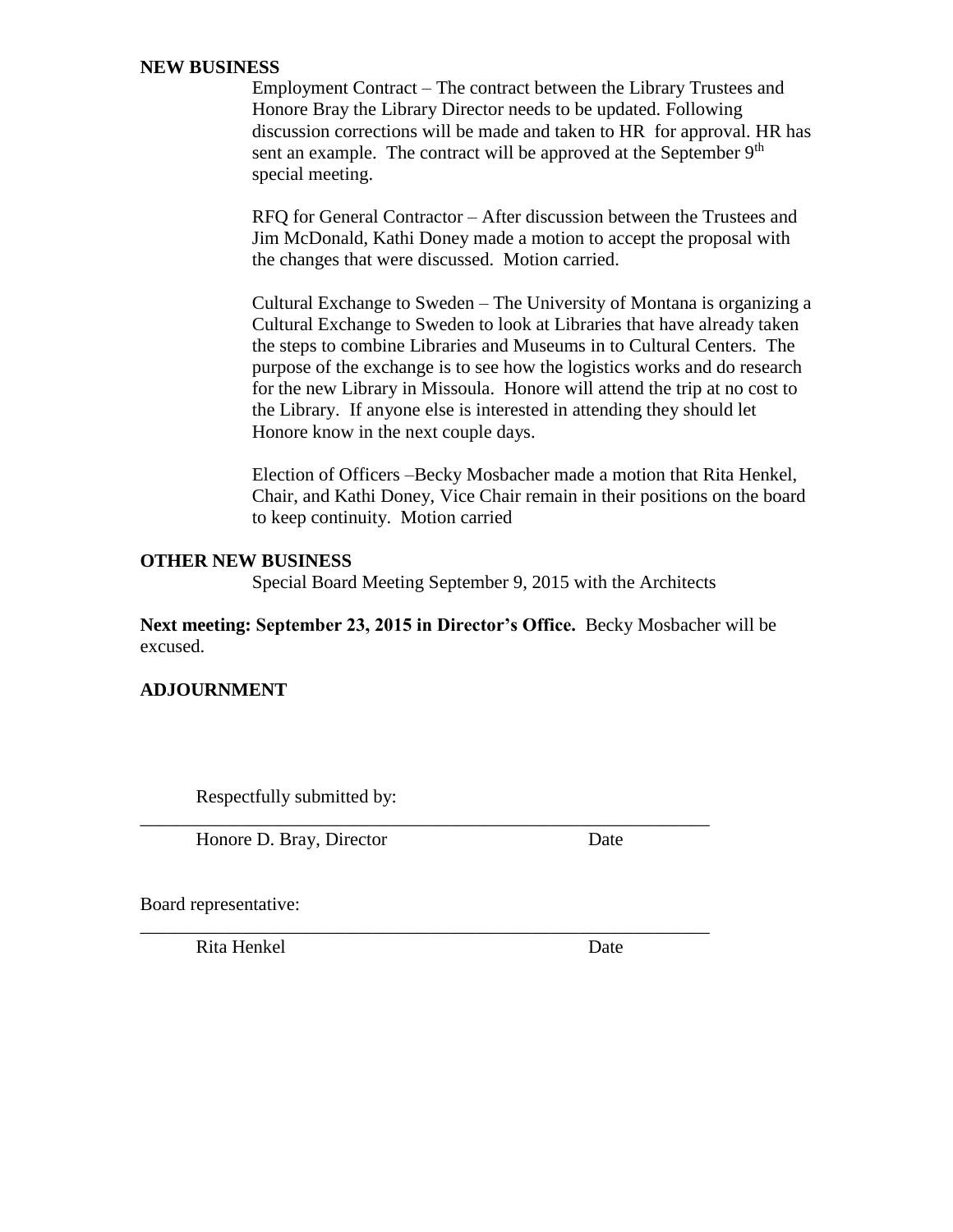**NEW BUSINESS**

Employment Contract – The contract between the Library Trustees and Honore Bray the Library Director needs to be updated. Following discussion corrections will be made and taken to HR for approval. HR has sent an example. The contract will be approved at the September 9th special meeting.

RFQ for General Contractor – After discussion between the Trustees and Jim McDonald, Kathi Doney made a motion to accept the proposal with the changes that were discussed. Motion carried.

Cultural Exchange to Sweden – The University of Montana is organizing a Cultural Exchange to Sweden to look at Libraries that have already taken the steps to combine Libraries and Museums in to Cultural Centers. The purpose of the exchange is to see how the logistics works and do research for the new Library in Missoula. Honore will attend the trip at no cost to the Library. If anyone else is interested in attending they should let Honore know in the next couple days.

Election of Officers –Becky Mosbacher made a motion that Rita Henkel, Chair, and Kathi Doney, Vice Chair remain in their positions on the board to keep continuity. Motion carried

**OTHER NEW BUSINESS**

Special Board Meeting September 9, 2015 with the Architects

**Next meeting: September 23, 2015 in Director's Office.** Becky Mosbacher will be excused.

**ADJOURNMENT**

Respectfully submitted by:

___________________________________________________________

Honore D. Bray, Director Date

Board representative:

___________________________________________________________

Rita Henkel Date